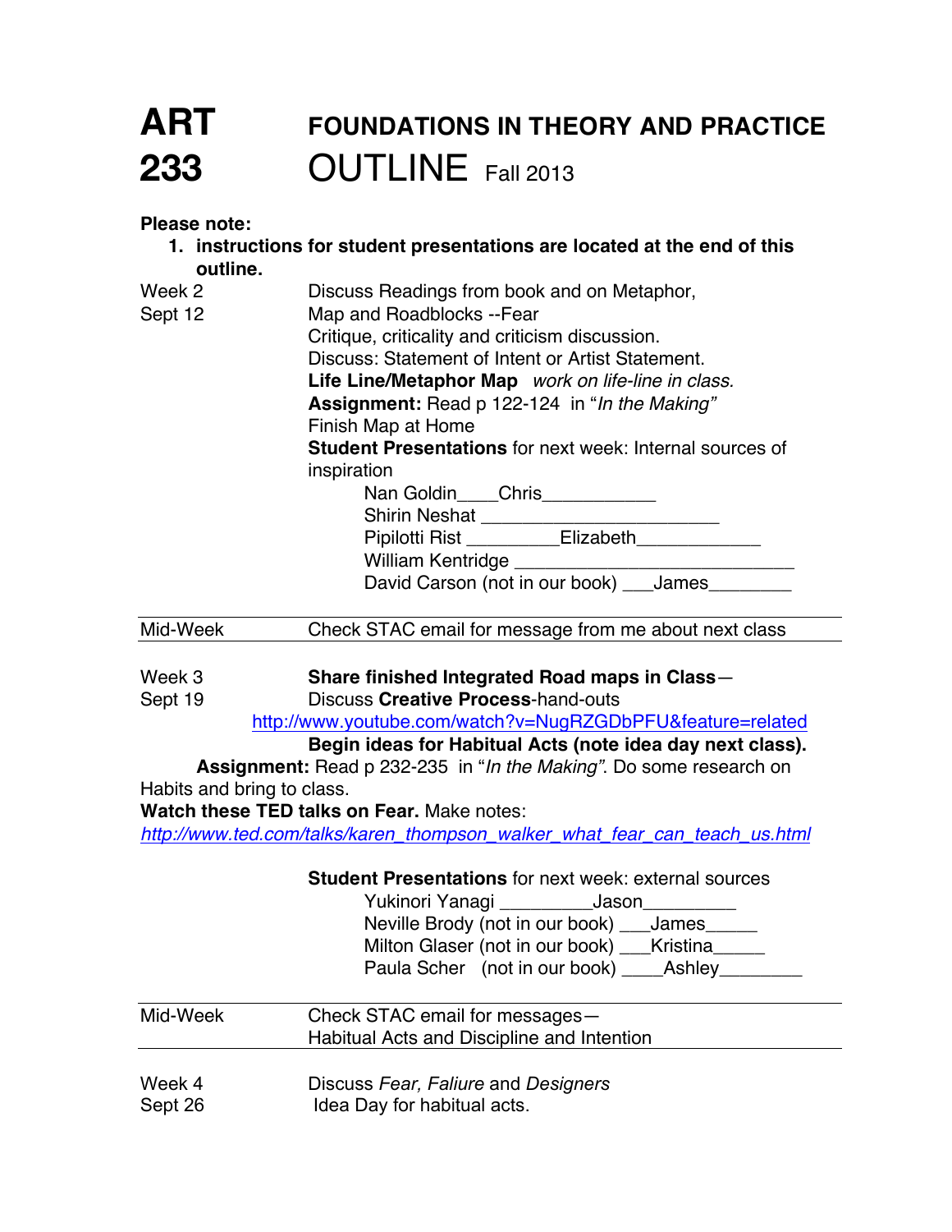# ART 233 FOUNDATIONS IN THEORY AND PRACTICE

## OUTLINE Fall 2013

**Please note:**

1. **instructions for student presentations are located at the end of this outline.**

Week 2
Sept 12

Discuss Readings from book and on Metaphor,
Map and Roadblocks --Fear
Critique, criticality and criticism discussion.
Discuss: Statement of Intent or Artist Statement.
**Life Line/Metaphor Map** *work on life-line in class.*
**Assignment:** Read p 122-124 in "*In the Making"*
Finish Map at Home
**Student Presentations** for next week: Internal sources of inspiration

Nan Goldin____Chris___________
Shirin Neshat _______________________
Pipilotti Rist _________Elizabeth____________
William Kentridge ___________________________
David Carson (not in our book) ___James________

---

Mid-Week — Check STAC email for message from me about next class

---

Week 3
Sept 19

**Share finished Integrated Road maps in Class**—
Discuss **Creative Process**-hand-outs
http://www.youtube.com/watch?v=NugRZGDbPFU&feature=related
**Begin ideas for Habitual Acts (note idea day next class).**

**Assignment:** Read p 232-235 in "*In the Making"*. Do some research on Habits and bring to class.

**Watch these TED talks on Fear.** Make notes:
*http://www.ted.com/talks/karen_thompson_walker_what_fear_can_teach_us.html*

**Student Presentations** for next week: external sources

Yukinori Yanagi _________Jason_________
Neville Brody (not in our book) ___James_____
Milton Glaser (not in our book) ___Kristina_____
Paula Scher (not in our book) ____Ashley________

---

Mid-Week — Check STAC email for messages—
Habitual Acts and Discipline and Intention

---

Week 4
Sept 26

Discuss *Fear, Faliure* and *Designers*
Idea Day for habitual acts.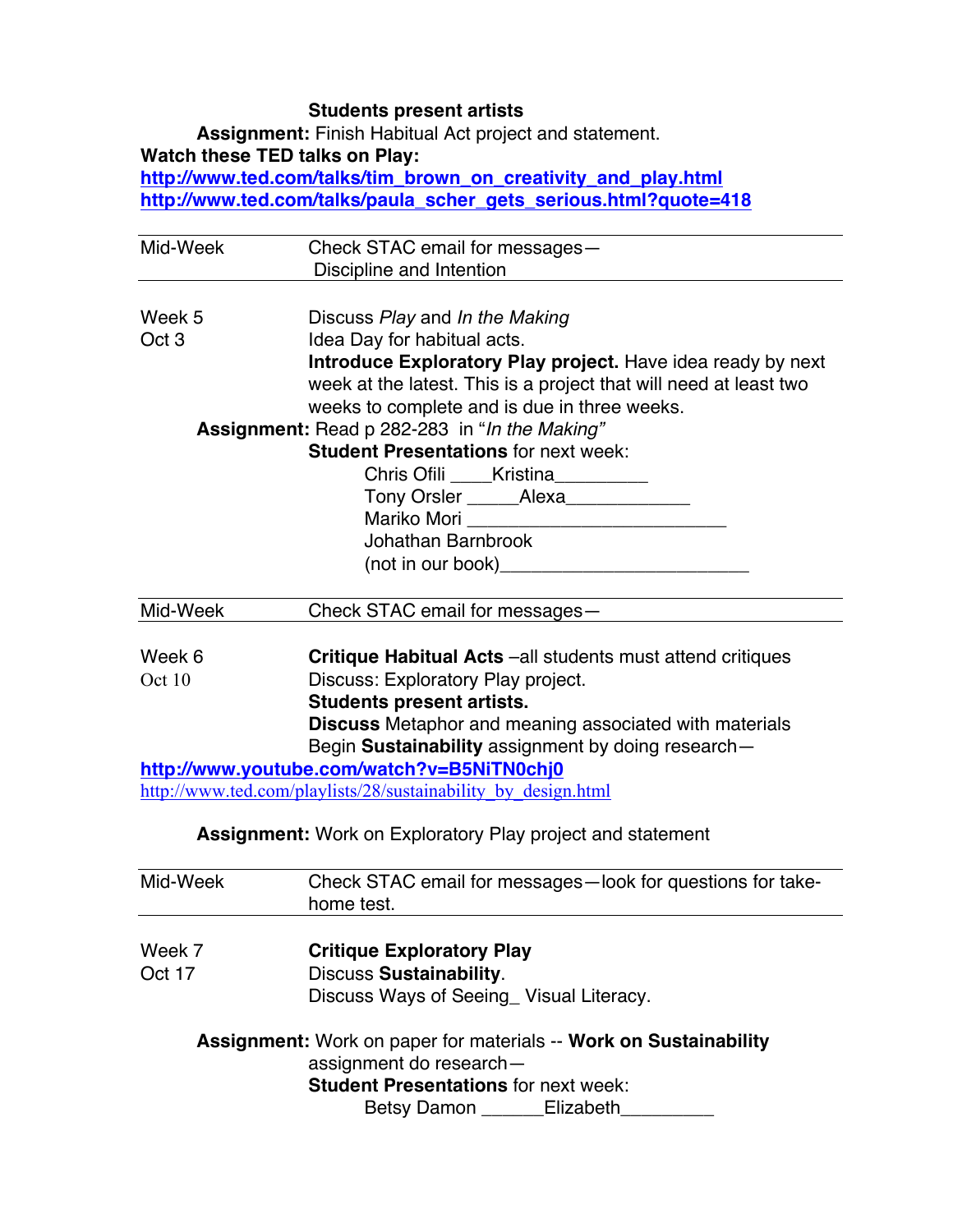**Students present artists**

**Assignment:** Finish Habitual Act project and statement.

**Watch these TED talks on Play:**

**http://www.ted.com/talks/tim_brown_on_creativity_and_play.html**

**http://www.ted.com/talks/paula_scher_gets_serious.html?quote=418**

| Mid-Week | Check STAC email for messages— Discipline and Intention |
|---|---|

Week 5
Oct 3

Discuss *Play* and *In the Making*

Idea Day for habitual acts.

**Introduce Exploratory Play project.** Have idea ready by next week at the latest. This is a project that will need at least two weeks to complete and is due in three weeks.

**Assignment:** Read p 282-283 in "*In the Making"*

**Student Presentations** for next week:

- Chris Ofili ____Kristina_________
- Tony Orsler _____Alexa____________
- Mariko Mori _________________________
- Johathan Barnbrook (not in our book)________________________

| Mid-Week | Check STAC email for messages— |
|---|---|

Week 6
Oct 10

**Critique Habitual Acts** –all students must attend critiques

Discuss: Exploratory Play project.

**Students present artists.**

**Discuss** Metaphor and meaning associated with materials

Begin **Sustainability** assignment by doing research—

**http://www.youtube.com/watch?v=B5NiTN0chj0**

http://www.ted.com/playlists/28/sustainability_by_design.html

**Assignment:** Work on Exploratory Play project and statement

| Mid-Week | Check STAC email for messages—look for questions for take-home test. |
|---|---|

Week 7
Oct 17

**Critique Exploratory Play**

Discuss **Sustainability**.

Discuss Ways of Seeing_ Visual Literacy.

**Assignment:** Work on paper for materials -- **Work on Sustainability** assignment do research—

**Student Presentations** for next week:

- Betsy Damon ______Elizabeth_________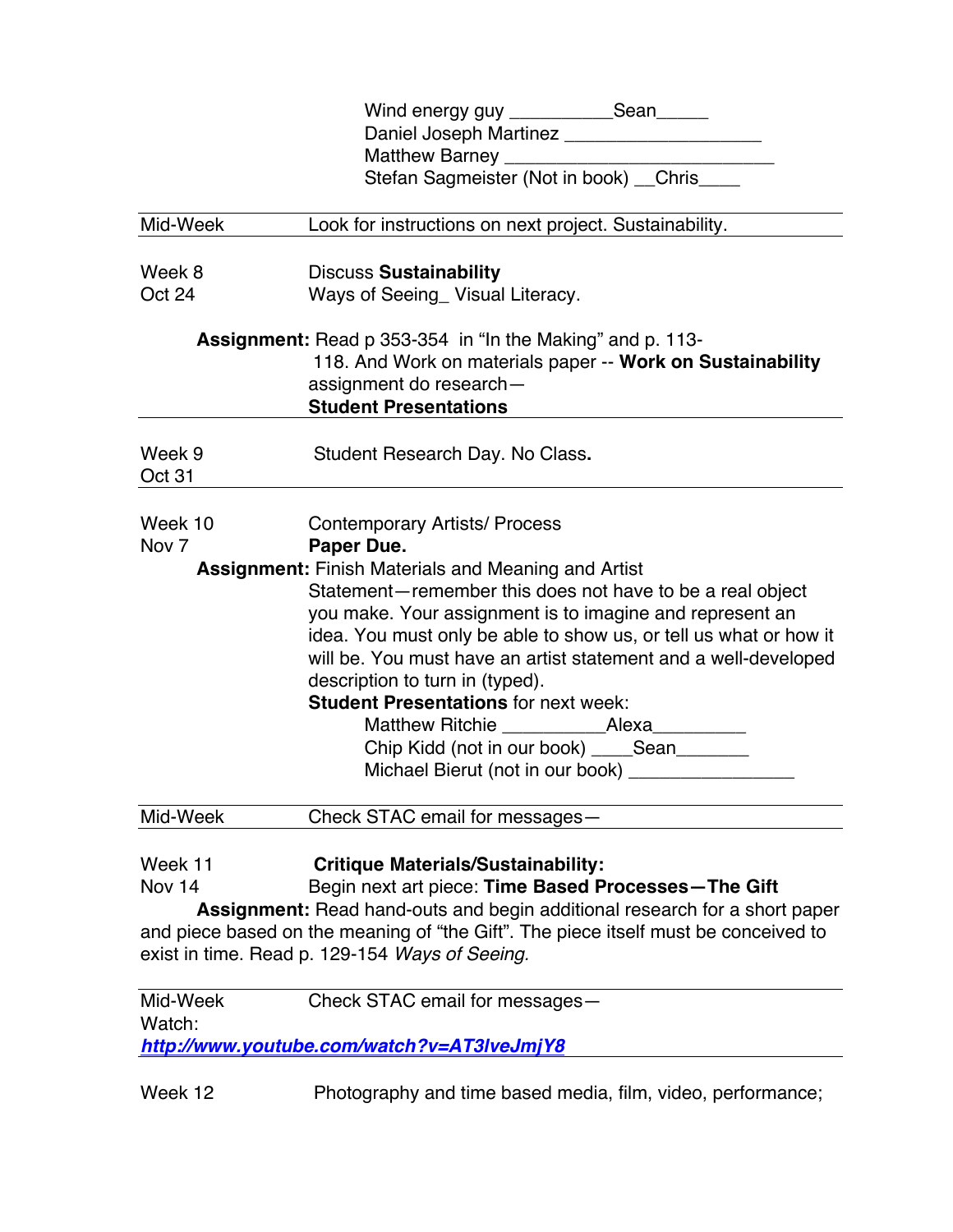Wind energy guy __________Sean_____
Daniel Joseph Martinez ___________________
Matthew Barney _________________________
Stefan Sagmeister (Not in book) __Chris____

---

Mid-Week — Look for instructions on next project. Sustainability.

---

Week 8
Oct 24

Discuss **Sustainability**
Ways of Seeing_ Visual Literacy.

**Assignment:** Read p 353-354 in "In the Making" and p. 113-118. And Work on materials paper -- **Work on Sustainability** assignment do research—
**Student Presentations**

---

Week 9
Oct 31

Student Research Day. No Class**.**

---

Week 10
Nov 7

Contemporary Artists/ Process
**Paper Due.**

**Assignment:** Finish Materials and Meaning and Artist Statement—remember this does not have to be a real object you make. Your assignment is to imagine and represent an idea. You must only be able to show us, or tell us what or how it will be. You must have an artist statement and a well-developed description to turn in (typed).
**Student Presentations** for next week:

Matthew Ritchie __________Alexa_________
Chip Kidd (not in our book) ____Sean_______
Michael Bierut (not in our book) ________________

---

Mid-Week — Check STAC email for messages—

---

Week 11
Nov 14

**Critique Materials/Sustainability:**
Begin next art piece: **Time Based Processes—The Gift**

**Assignment:** Read hand-outs and begin additional research for a short paper and piece based on the meaning of "the Gift". The piece itself must be conceived to exist in time. Read p. 129-154 *Ways of Seeing.*

---

Mid-Week — Check STAC email for messages—
Watch:
***http://www.youtube.com/watch?v=AT3lveJmjY8***

---

Week 12 — Photography and time based media, film, video, performance;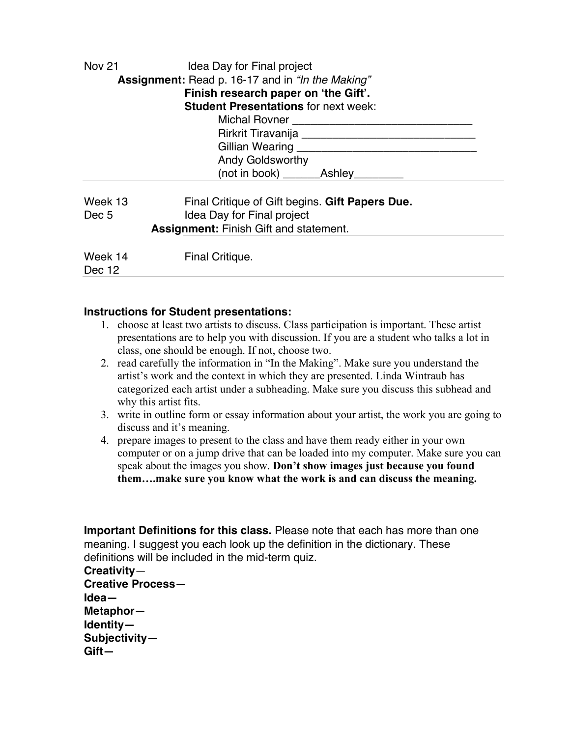Nov 21 Idea Day for Final project

**Assignment:** Read p. 16-17 and in *"In the Making"*

**Finish research paper on 'the Gift'.**

**Student Presentations** for next week:

Michal Rovner ______________________________

Rirkrit Tiravanija ______________________________

Gillian Wearing ______________________________

Andy Goldsworthy

(not in book) ______Ashley________

---

Week 13 Final Critique of Gift begins. **Gift Papers Due.**

Dec 5 Idea Day for Final project

**Assignment:** Finish Gift and statement.

---

Week 14 Final Critique.

Dec 12

---

**Instructions for Student presentations:**

1. choose at least two artists to discuss. Class participation is important. These artist presentations are to help you with discussion. If you are a student who talks a lot in class, one should be enough. If not, choose two.
2. read carefully the information in "In the Making". Make sure you understand the artist's work and the context in which they are presented. Linda Wintraub has categorized each artist under a subheading. Make sure you discuss this subhead and why this artist fits.
3. write in outline form or essay information about your artist, the work you are going to discuss and it's meaning.
4. prepare images to present to the class and have them ready either in your own computer or on a jump drive that can be loaded into my computer. Make sure you can speak about the images you show. **Don't show images just because you found them….make sure you know what the work is and can discuss the meaning.**

**Important Definitions for this class.** Please note that each has more than one meaning. I suggest you each look up the definition in the dictionary. These definitions will be included in the mid-term quiz.

**Creativity**—

**Creative Process**—

**Idea—**

**Metaphor—**

**Identity—**

**Subjectivity—**

**Gift—**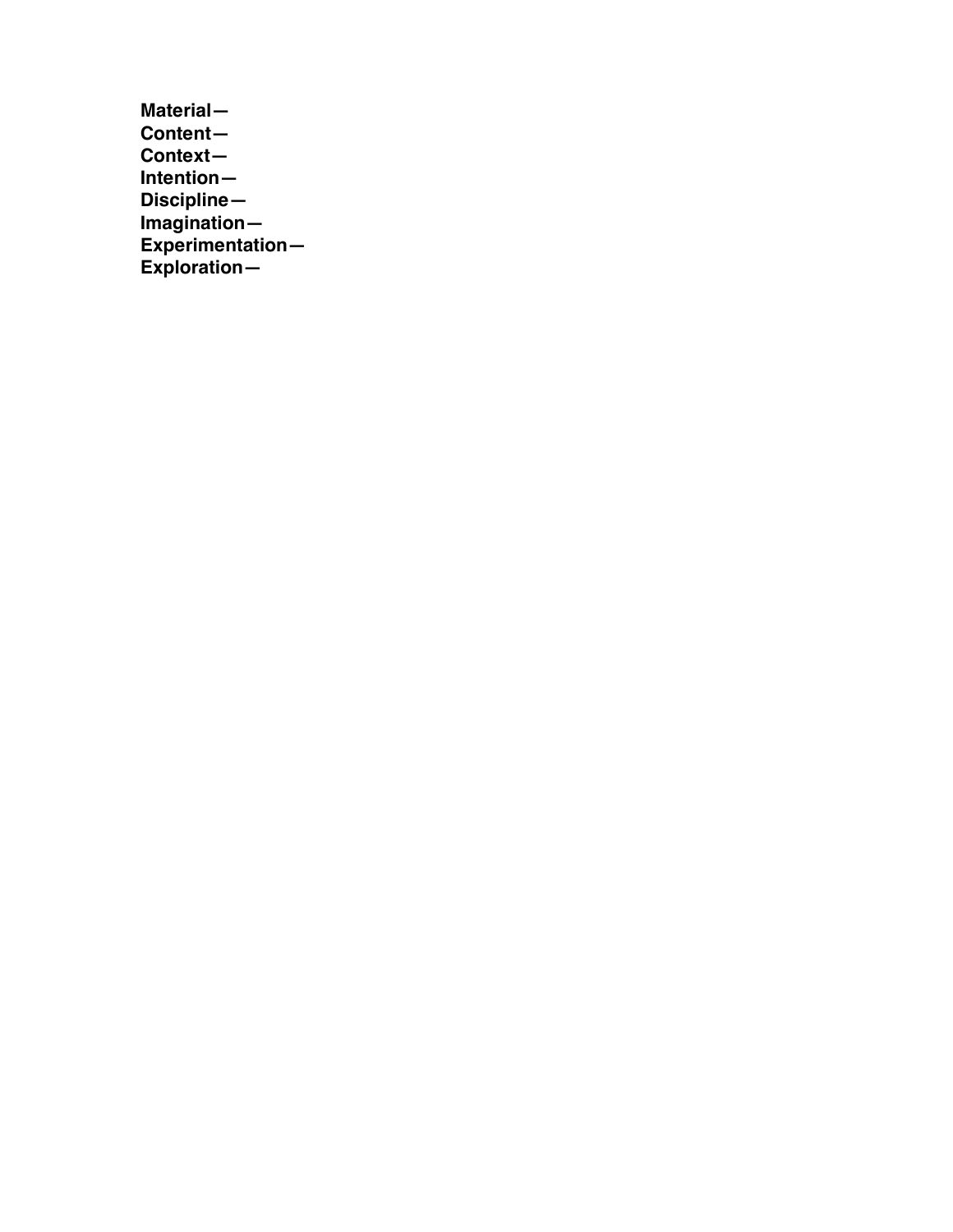**Material—**
**Content—**
**Context—**
**Intention—**
**Discipline—**
**Imagination—**
**Experimentation—**
**Exploration—**